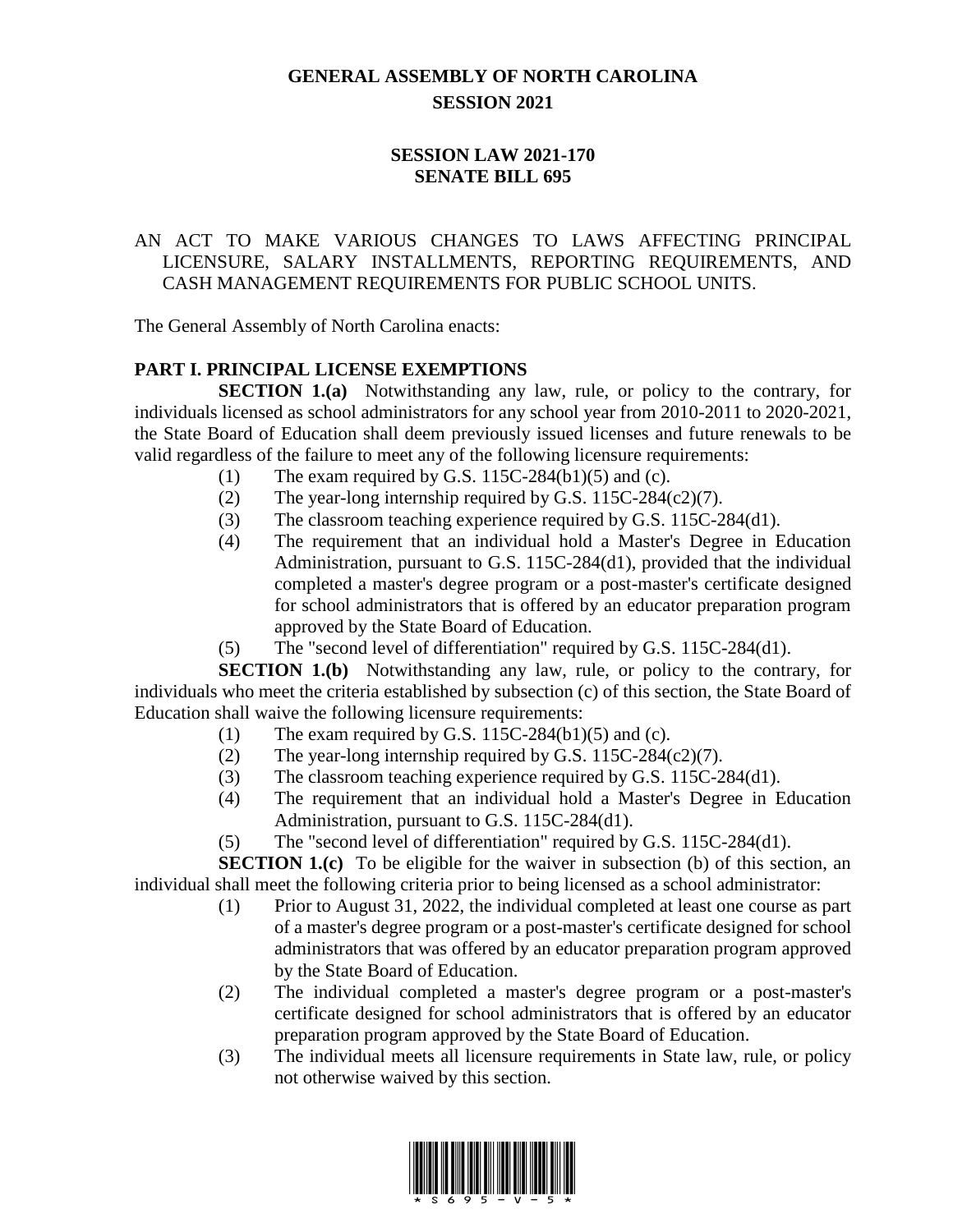# GENERAL ASSEMBLY OF NORTH CAROLINA
## SESSION 2021

### SESSION LAW 2021-170
### SENATE BILL 695

AN ACT TO MAKE VARIOUS CHANGES TO LAWS AFFECTING PRINCIPAL LICENSURE, SALARY INSTALLMENTS, REPORTING REQUIREMENTS, AND CASH MANAGEMENT REQUIREMENTS FOR PUBLIC SCHOOL UNITS.

The General Assembly of North Carolina enacts:

**PART I. PRINCIPAL LICENSE EXEMPTIONS**

**SECTION 1.(a)** Notwithstanding any law, rule, or policy to the contrary, for individuals licensed as school administrators for any school year from 2010-2011 to 2020-2021, the State Board of Education shall deem previously issued licenses and future renewals to be valid regardless of the failure to meet any of the following licensure requirements:

(1) The exam required by G.S. 115C-284(b1)(5) and (c).

(2) The year-long internship required by G.S. 115C-284(c2)(7).

(3) The classroom teaching experience required by G.S. 115C-284(d1).

(4) The requirement that an individual hold a Master's Degree in Education Administration, pursuant to G.S. 115C-284(d1), provided that the individual completed a master's degree program or a post-master's certificate designed for school administrators that is offered by an educator preparation program approved by the State Board of Education.

(5) The "second level of differentiation" required by G.S. 115C-284(d1).

**SECTION 1.(b)** Notwithstanding any law, rule, or policy to the contrary, for individuals who meet the criteria established by subsection (c) of this section, the State Board of Education shall waive the following licensure requirements:

(1) The exam required by G.S. 115C-284(b1)(5) and (c).

(2) The year-long internship required by G.S. 115C-284(c2)(7).

(3) The classroom teaching experience required by G.S. 115C-284(d1).

(4) The requirement that an individual hold a Master's Degree in Education Administration, pursuant to G.S. 115C-284(d1).

(5) The "second level of differentiation" required by G.S. 115C-284(d1).

**SECTION 1.(c)** To be eligible for the waiver in subsection (b) of this section, an individual shall meet the following criteria prior to being licensed as a school administrator:

(1) Prior to August 31, 2022, the individual completed at least one course as part of a master's degree program or a post-master's certificate designed for school administrators that was offered by an educator preparation program approved by the State Board of Education.

(2) The individual completed a master's degree program or a post-master's certificate designed for school administrators that is offered by an educator preparation program approved by the State Board of Education.

(3) The individual meets all licensure requirements in State law, rule, or policy not otherwise waived by this section.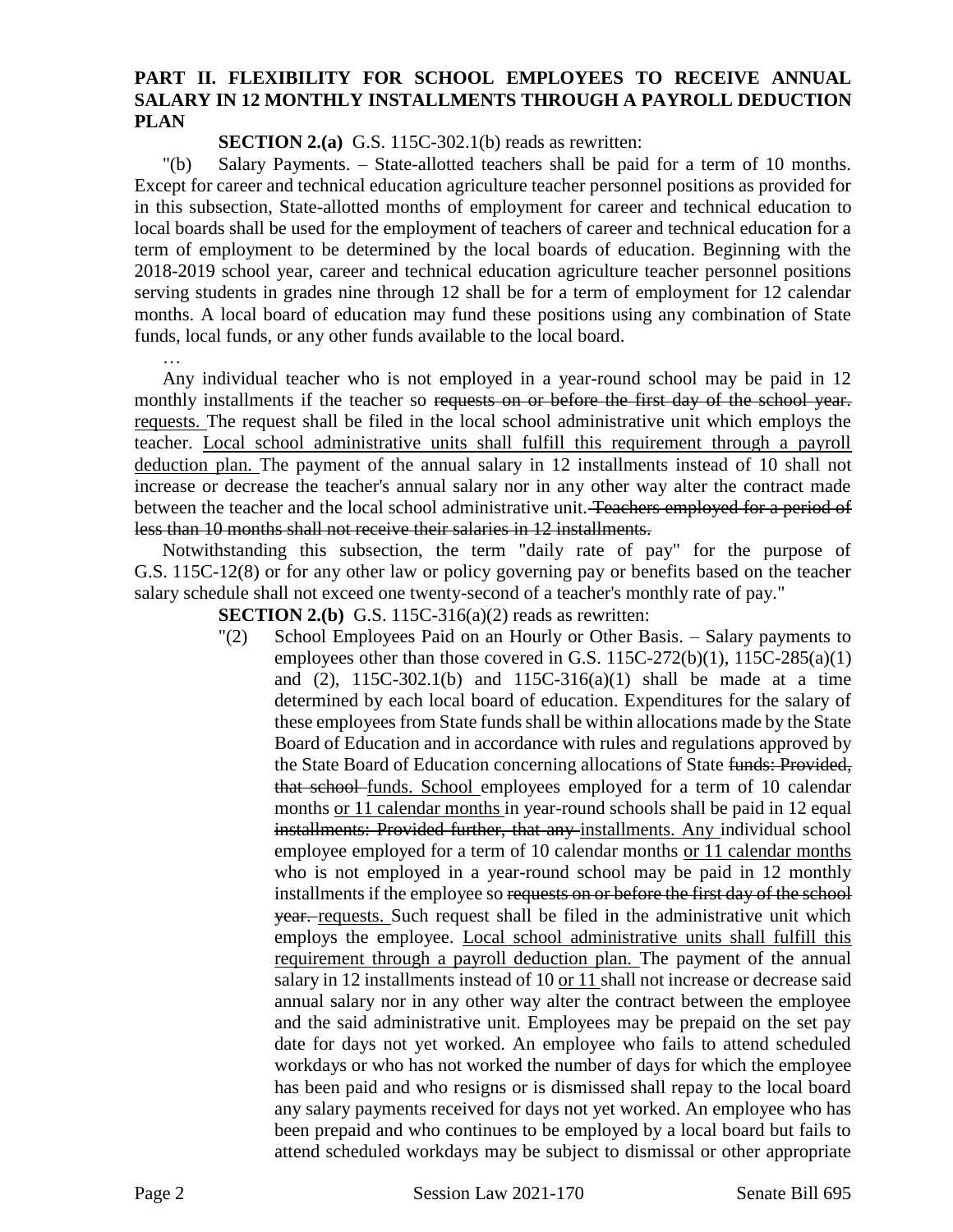**PART II. FLEXIBILITY FOR SCHOOL EMPLOYEES TO RECEIVE ANNUAL SALARY IN 12 MONTHLY INSTALLMENTS THROUGH A PAYROLL DEDUCTION PLAN**

**SECTION 2.(a)** G.S. 115C-302.1(b) reads as rewritten:

"(b) Salary Payments. – State-allotted teachers shall be paid for a term of 10 months. Except for career and technical education agriculture teacher personnel positions as provided for in this subsection, State-allotted months of employment for career and technical education to local boards shall be used for the employment of teachers of career and technical education for a term of employment to be determined by the local boards of education. Beginning with the 2018-2019 school year, career and technical education agriculture teacher personnel positions serving students in grades nine through 12 shall be for a term of employment for 12 calendar months. A local board of education may fund these positions using any combination of State funds, local funds, or any other funds available to the local board.

…

Any individual teacher who is not employed in a year-round school may be paid in 12 monthly installments if the teacher so ~~requests on or before the first day of the school year.~~ <u>requests.</u> The request shall be filed in the local school administrative unit which employs the teacher. <u>Local school administrative units shall fulfill this requirement through a payroll deduction plan.</u> The payment of the annual salary in 12 installments instead of 10 shall not increase or decrease the teacher's annual salary nor in any other way alter the contract made between the teacher and the local school administrative unit. ~~Teachers employed for a period of less than 10 months shall not receive their salaries in 12 installments.~~

Notwithstanding this subsection, the term "daily rate of pay" for the purpose of G.S. 115C-12(8) or for any other law or policy governing pay or benefits based on the teacher salary schedule shall not exceed one twenty-second of a teacher's monthly rate of pay."

**SECTION 2.(b)** G.S. 115C-316(a)(2) reads as rewritten:

"(2) School Employees Paid on an Hourly or Other Basis. – Salary payments to employees other than those covered in G.S. 115C-272(b)(1), 115C-285(a)(1) and (2), 115C-302.1(b) and 115C-316(a)(1) shall be made at a time determined by each local board of education. Expenditures for the salary of these employees from State funds shall be within allocations made by the State Board of Education and in accordance with rules and regulations approved by the State Board of Education concerning allocations of State ~~funds: Provided, that school~~ <u>funds. School</u> employees employed for a term of 10 calendar months <u>or 11 calendar months</u> in year-round schools shall be paid in 12 equal ~~installments: Provided further, that any~~ <u>installments. Any</u> individual school employee employed for a term of 10 calendar months <u>or 11 calendar months</u> who is not employed in a year-round school may be paid in 12 monthly installments if the employee so ~~requests on or before the first day of the school year.~~ <u>requests.</u> Such request shall be filed in the administrative unit which employs the employee. <u>Local school administrative units shall fulfill this requirement through a payroll deduction plan.</u> The payment of the annual salary in 12 installments instead of 10 <u>or 11</u> shall not increase or decrease said annual salary nor in any other way alter the contract between the employee and the said administrative unit. Employees may be prepaid on the set pay date for days not yet worked. An employee who fails to attend scheduled workdays or who has not worked the number of days for which the employee has been paid and who resigns or is dismissed shall repay to the local board any salary payments received for days not yet worked. An employee who has been prepaid and who continues to be employed by a local board but fails to attend scheduled workdays may be subject to dismissal or other appropriate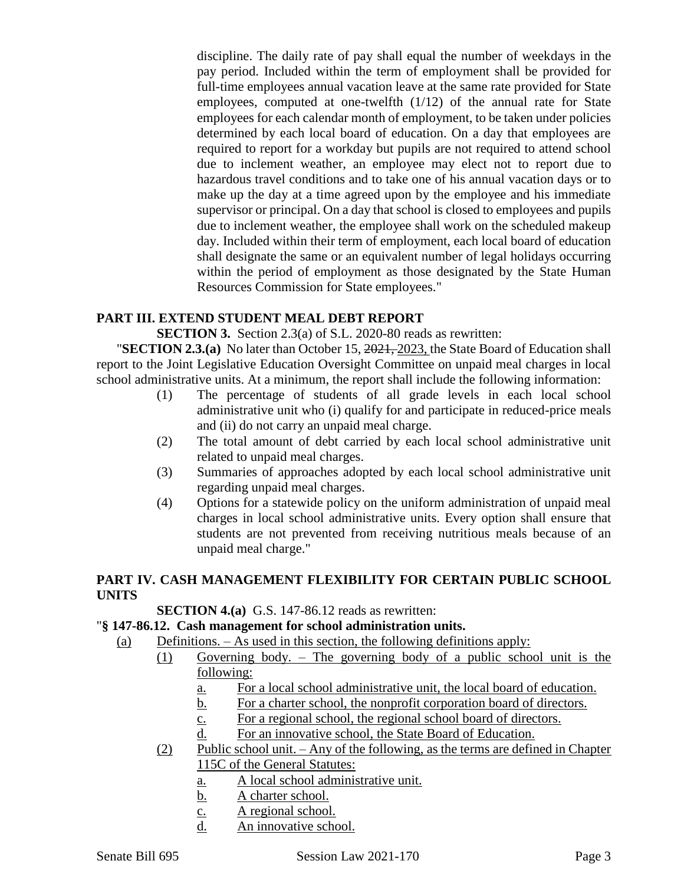discipline. The daily rate of pay shall equal the number of weekdays in the pay period. Included within the term of employment shall be provided for full-time employees annual vacation leave at the same rate provided for State employees, computed at one-twelfth (1/12) of the annual rate for State employees for each calendar month of employment, to be taken under policies determined by each local board of education. On a day that employees are required to report for a workday but pupils are not required to attend school due to inclement weather, an employee may elect not to report due to hazardous travel conditions and to take one of his annual vacation days or to make up the day at a time agreed upon by the employee and his immediate supervisor or principal. On a day that school is closed to employees and pupils due to inclement weather, the employee shall work on the scheduled makeup day. Included within their term of employment, each local board of education shall designate the same or an equivalent number of legal holidays occurring within the period of employment as those designated by the State Human Resources Commission for State employees."

**PART III. EXTEND STUDENT MEAL DEBT REPORT**

**SECTION 3.** Section 2.3(a) of S.L. 2020-80 reads as rewritten:

"**SECTION 2.3.(a)** No later than October 15, ~~2021,~~ 2023, the State Board of Education shall report to the Joint Legislative Education Oversight Committee on unpaid meal charges in local school administrative units. At a minimum, the report shall include the following information:

(1) The percentage of students of all grade levels in each local school administrative unit who (i) qualify for and participate in reduced-price meals and (ii) do not carry an unpaid meal charge.

(2) The total amount of debt carried by each local school administrative unit related to unpaid meal charges.

(3) Summaries of approaches adopted by each local school administrative unit regarding unpaid meal charges.

(4) Options for a statewide policy on the uniform administration of unpaid meal charges in local school administrative units. Every option shall ensure that students are not prevented from receiving nutritious meals because of an unpaid meal charge."

**PART IV. CASH MANAGEMENT FLEXIBILITY FOR CERTAIN PUBLIC SCHOOL UNITS**

**SECTION 4.(a)** G.S. 147-86.12 reads as rewritten:

"**§ 147-86.12. Cash management for school administration units.**

<u>(a) Definitions. – As used in this section, the following definitions apply:</u>

<u>(1) Governing body. – The governing body of a public school unit is the following:</u>

<u>a. For a local school administrative unit, the local board of education.</u>

<u>b. For a charter school, the nonprofit corporation board of directors.</u>

<u>c. For a regional school, the regional school board of directors.</u>

<u>d. For an innovative school, the State Board of Education.</u>

<u>(2) Public school unit. – Any of the following, as the terms are defined in Chapter 115C of the General Statutes:</u>

<u>a. A local school administrative unit.</u>

<u>b. A charter school.</u>

<u>c. A regional school.</u>

<u>d. An innovative school.</u>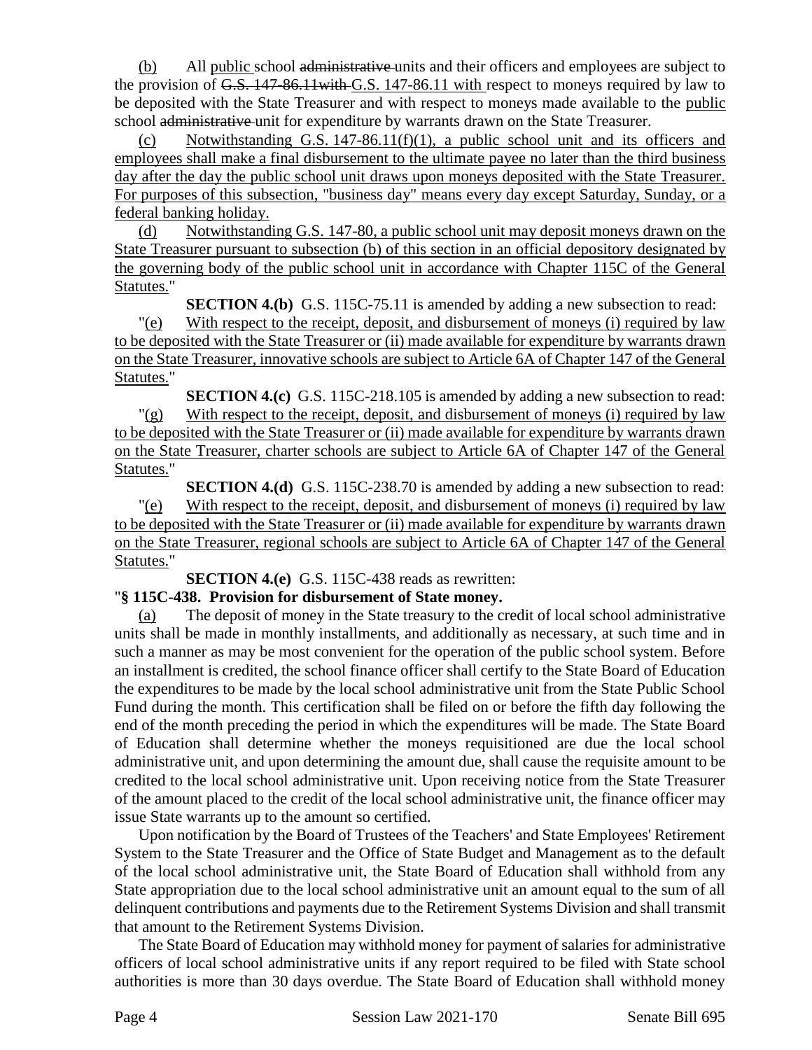(b) All public school administrative units and their officers and employees are subject to the provision of G.S. 147-86.11with G.S. 147-86.11 with respect to moneys required by law to be deposited with the State Treasurer and with respect to moneys made available to the public school administrative unit for expenditure by warrants drawn on the State Treasurer.

(c) Notwithstanding G.S. 147-86.11(f)(1), a public school unit and its officers and employees shall make a final disbursement to the ultimate payee no later than the third business day after the day the public school unit draws upon moneys deposited with the State Treasurer. For purposes of this subsection, "business day" means every day except Saturday, Sunday, or a federal banking holiday.

(d) Notwithstanding G.S. 147-80, a public school unit may deposit moneys drawn on the State Treasurer pursuant to subsection (b) of this section in an official depository designated by the governing body of the public school unit in accordance with Chapter 115C of the General Statutes."

**SECTION 4.(b)** G.S. 115C-75.11 is amended by adding a new subsection to read:

"(e) With respect to the receipt, deposit, and disbursement of moneys (i) required by law to be deposited with the State Treasurer or (ii) made available for expenditure by warrants drawn on the State Treasurer, innovative schools are subject to Article 6A of Chapter 147 of the General Statutes."

**SECTION 4.(c)** G.S. 115C-218.105 is amended by adding a new subsection to read:

"(g) With respect to the receipt, deposit, and disbursement of moneys (i) required by law to be deposited with the State Treasurer or (ii) made available for expenditure by warrants drawn on the State Treasurer, charter schools are subject to Article 6A of Chapter 147 of the General Statutes."

**SECTION 4.(d)** G.S. 115C-238.70 is amended by adding a new subsection to read:

"(e) With respect to the receipt, deposit, and disbursement of moneys (i) required by law to be deposited with the State Treasurer or (ii) made available for expenditure by warrants drawn on the State Treasurer, regional schools are subject to Article 6A of Chapter 147 of the General Statutes."

**SECTION 4.(e)** G.S. 115C-438 reads as rewritten:

"**§ 115C-438. Provision for disbursement of State money.**

(a) The deposit of money in the State treasury to the credit of local school administrative units shall be made in monthly installments, and additionally as necessary, at such time and in such a manner as may be most convenient for the operation of the public school system. Before an installment is credited, the school finance officer shall certify to the State Board of Education the expenditures to be made by the local school administrative unit from the State Public School Fund during the month. This certification shall be filed on or before the fifth day following the end of the month preceding the period in which the expenditures will be made. The State Board of Education shall determine whether the moneys requisitioned are due the local school administrative unit, and upon determining the amount due, shall cause the requisite amount to be credited to the local school administrative unit. Upon receiving notice from the State Treasurer of the amount placed to the credit of the local school administrative unit, the finance officer may issue State warrants up to the amount so certified.

Upon notification by the Board of Trustees of the Teachers' and State Employees' Retirement System to the State Treasurer and the Office of State Budget and Management as to the default of the local school administrative unit, the State Board of Education shall withhold from any State appropriation due to the local school administrative unit an amount equal to the sum of all delinquent contributions and payments due to the Retirement Systems Division and shall transmit that amount to the Retirement Systems Division.

The State Board of Education may withhold money for payment of salaries for administrative officers of local school administrative units if any report required to be filed with State school authorities is more than 30 days overdue. The State Board of Education shall withhold money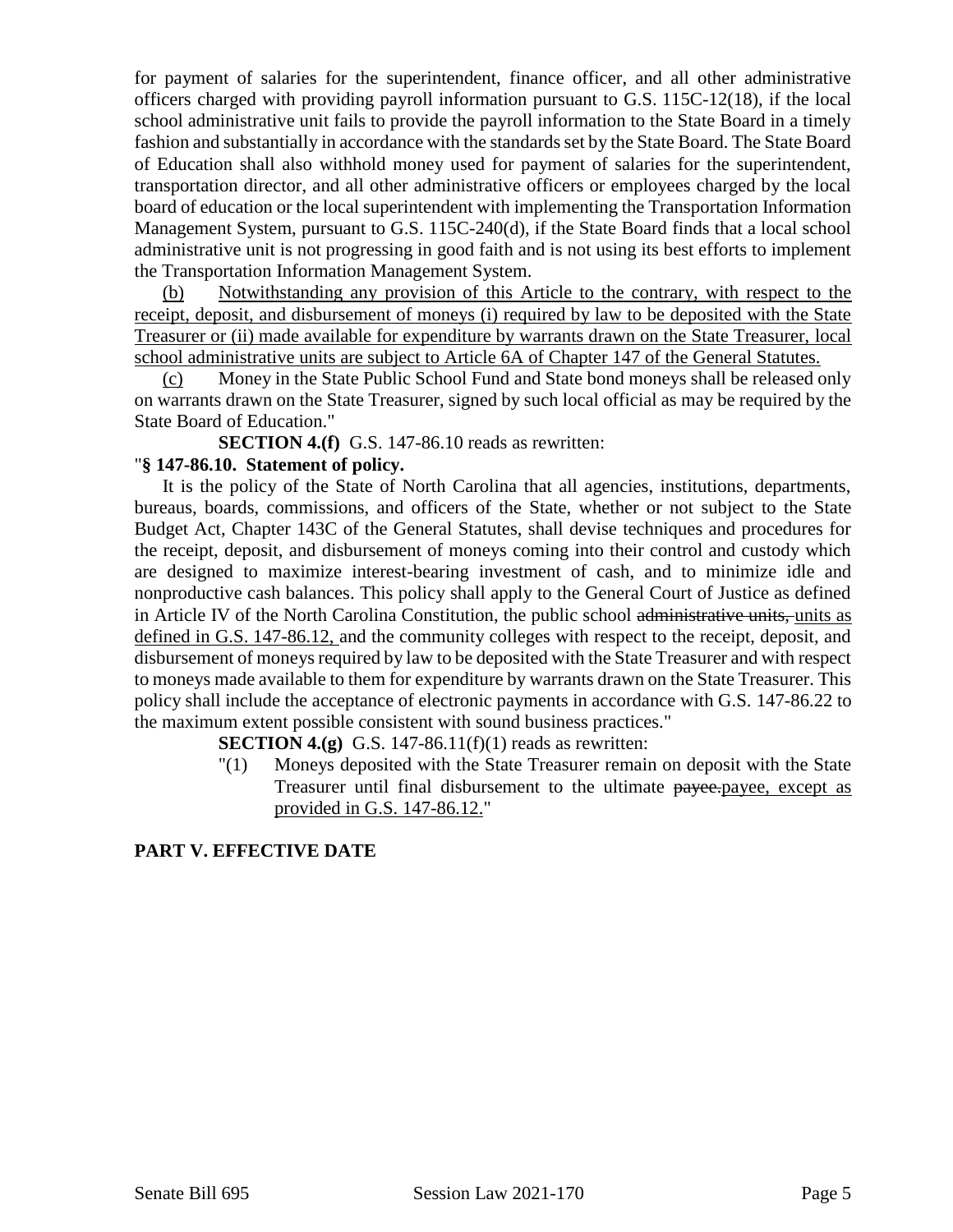for payment of salaries for the superintendent, finance officer, and all other administrative officers charged with providing payroll information pursuant to G.S. 115C-12(18), if the local school administrative unit fails to provide the payroll information to the State Board in a timely fashion and substantially in accordance with the standards set by the State Board. The State Board of Education shall also withhold money used for payment of salaries for the superintendent, transportation director, and all other administrative officers or employees charged by the local board of education or the local superintendent with implementing the Transportation Information Management System, pursuant to G.S. 115C-240(d), if the State Board finds that a local school administrative unit is not progressing in good faith and is not using its best efforts to implement the Transportation Information Management System.

<u>(b) Notwithstanding any provision of this Article to the contrary, with respect to the receipt, deposit, and disbursement of moneys (i) required by law to be deposited with the State Treasurer or (ii) made available for expenditure by warrants drawn on the State Treasurer, local school administrative units are subject to Article 6A of Chapter 147 of the General Statutes.</u>

<u>(c)</u> Money in the State Public School Fund and State bond moneys shall be released only on warrants drawn on the State Treasurer, signed by such local official as may be required by the State Board of Education."

**SECTION 4.(f)** G.S. 147-86.10 reads as rewritten:

"**§ 147-86.10. Statement of policy.**

It is the policy of the State of North Carolina that all agencies, institutions, departments, bureaus, boards, commissions, and officers of the State, whether or not subject to the State Budget Act, Chapter 143C of the General Statutes, shall devise techniques and procedures for the receipt, deposit, and disbursement of moneys coming into their control and custody which are designed to maximize interest-bearing investment of cash, and to minimize idle and nonproductive cash balances. This policy shall apply to the General Court of Justice as defined in Article IV of the North Carolina Constitution, the public school ~~administrative units,~~ <u>units as defined in G.S. 147-86.12,</u> and the community colleges with respect to the receipt, deposit, and disbursement of moneys required by law to be deposited with the State Treasurer and with respect to moneys made available to them for expenditure by warrants drawn on the State Treasurer. This policy shall include the acceptance of electronic payments in accordance with G.S. 147-86.22 to the maximum extent possible consistent with sound business practices."

**SECTION 4.(g)** G.S. 147-86.11(f)(1) reads as rewritten:

"(1) Moneys deposited with the State Treasurer remain on deposit with the State Treasurer until final disbursement to the ultimate ~~payee.~~<u>payee, except as provided in G.S. 147-86.12.</u>"

**PART V. EFFECTIVE DATE**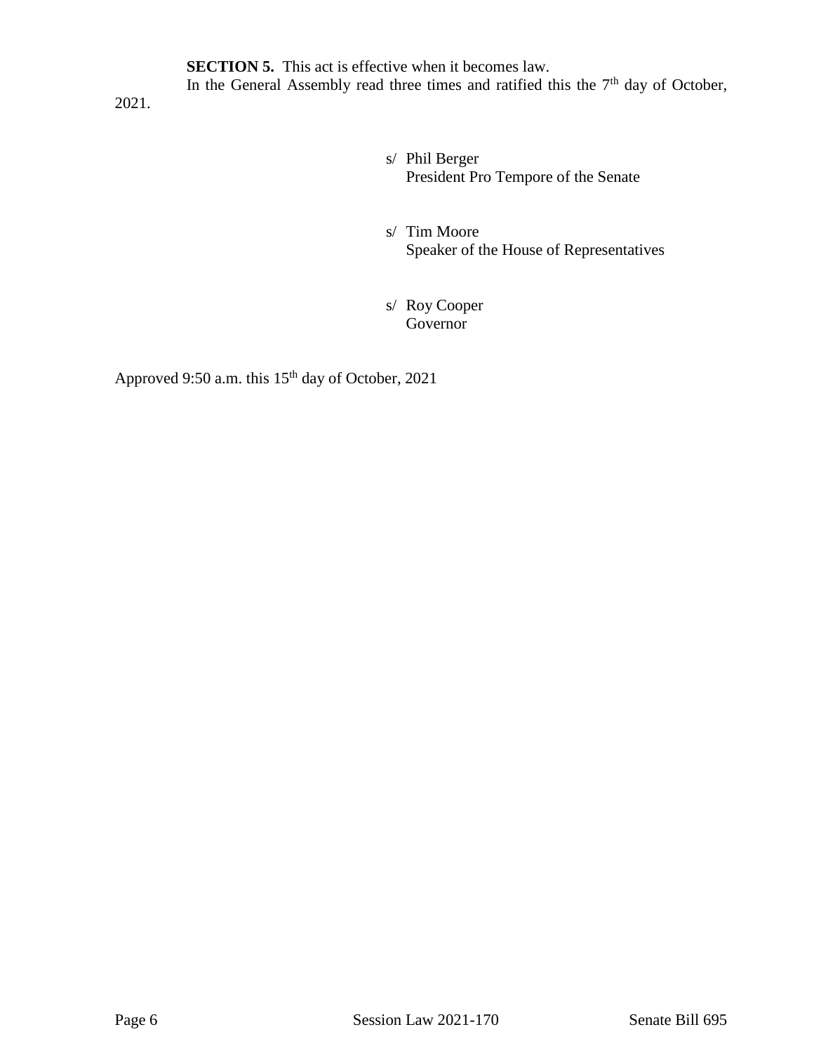**SECTION 5.** This act is effective when it becomes law.

In the General Assembly read three times and ratified this the 7th day of October, 2021.

s/ Phil Berger
President Pro Tempore of the Senate

s/ Tim Moore
Speaker of the House of Representatives

s/ Roy Cooper
Governor

Approved 9:50 a.m. this 15th day of October, 2021